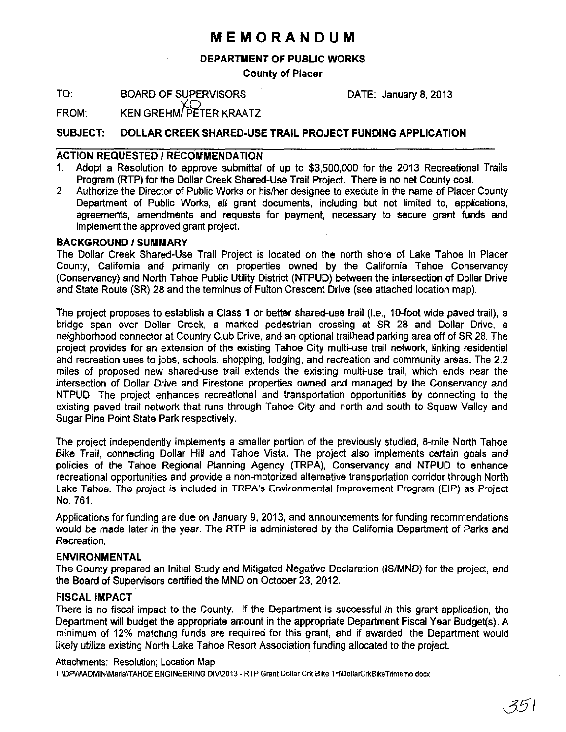# MEMORANDUM

**DEPARTMENT OF PUBLIC WORKS**

**County of Placer**

TO: BOARD OF SUPERVISORS DATE: January 8, 2013

FROM: KEN GREHM/ PETER KRAATZ

**SUBJECT: DOLLAR CREEK SHARED-USE TRAIL PROJECT FUNDING APPLICATION**

## ACTION REQUESTED / RECOMMENDATION

1. Adopt a Resolution to approve submittal of up to $3,500,000 for the 2013 Recreational Trails Program (RTP) for the Dollar Creek Shared-Use Trail Project. There is no net County cost.
2. Authorize the Director of Public Works or his/her designee to execute in the name of Placer County Department of Public Works, all grant documents, including but not limited to, applications, agreements, amendments and requests for payment, necessary to secure grant funds and implement the approved grant project.

## BACKGROUND / SUMMARY

The Dollar Creek Shared-Use Trail Project is located on the north shore of Lake Tahoe in Placer County, California and primarily on properties owned by the California Tahoe Conservancy (Conservancy) and North Tahoe Public Utility District (NTPUD) between the intersection of Dollar Drive and State Route (SR) 28 and the terminus of Fulton Crescent Drive (see attached location map).

The project proposes to establish a Class 1 or better shared-use trail (i.e., 10-foot wide paved trail), a bridge span over Dollar Creek, a marked pedestrian crossing at SR 28 and Dollar Drive, a neighborhood connector at Country Club Drive, and an optional trailhead parking area off of SR 28. The project provides for an extension of the existing Tahoe City multi-use trail network, linking residential and recreation uses to jobs, schools, shopping, lodging, and recreation and community areas. The 2.2 miles of proposed new shared-use trail extends the existing multi-use trail, which ends near the intersection of Dollar Drive and Firestone properties owned and managed by the Conservancy and NTPUD. The project enhances recreational and transportation opportunities by connecting to the existing paved trail network that runs through Tahoe City and north and south to Squaw Valley and Sugar Pine Point State Park respectively.

The project independently implements a smaller portion of the previously studied, 8-mile North Tahoe Bike Trail, connecting Dollar Hill and Tahoe Vista. The project also implements certain goals and policies of the Tahoe Regional Planning Agency (TRPA), Conservancy and NTPUD to enhance recreational opportunities and provide a non-motorized alternative transportation corridor through North Lake Tahoe. The project is included in TRPA's Environmental Improvement Program (EIP) as Project No. 761.

Applications for funding are due on January 9, 2013, and announcements for funding recommendations would be made later in the year. The RTP is administered by the California Department of Parks and Recreation.

## ENVIRONMENTAL

The County prepared an Initial Study and Mitigated Negative Declaration (IS/MND) for the project, and the Board of Supervisors certified the MND on October 23, 2012.

## FISCAL IMPACT

There is no fiscal impact to the County. If the Department is successful in this grant application, the Department will budget the appropriate amount in the appropriate Department Fiscal Year Budget(s). A minimum of 12% matching funds are required for this grant, and if awarded, the Department would likely utilize existing North Lake Tahoe Resort Association funding allocated to the project.

Attachments: Resolution; Location Map

T:\DPW\ADMIN\Marla\TAHOE ENGINEERING DIV\2013 - RTP Grant Dollar Crk Bike Trl\DollarCrkBikeTrlmemo.docx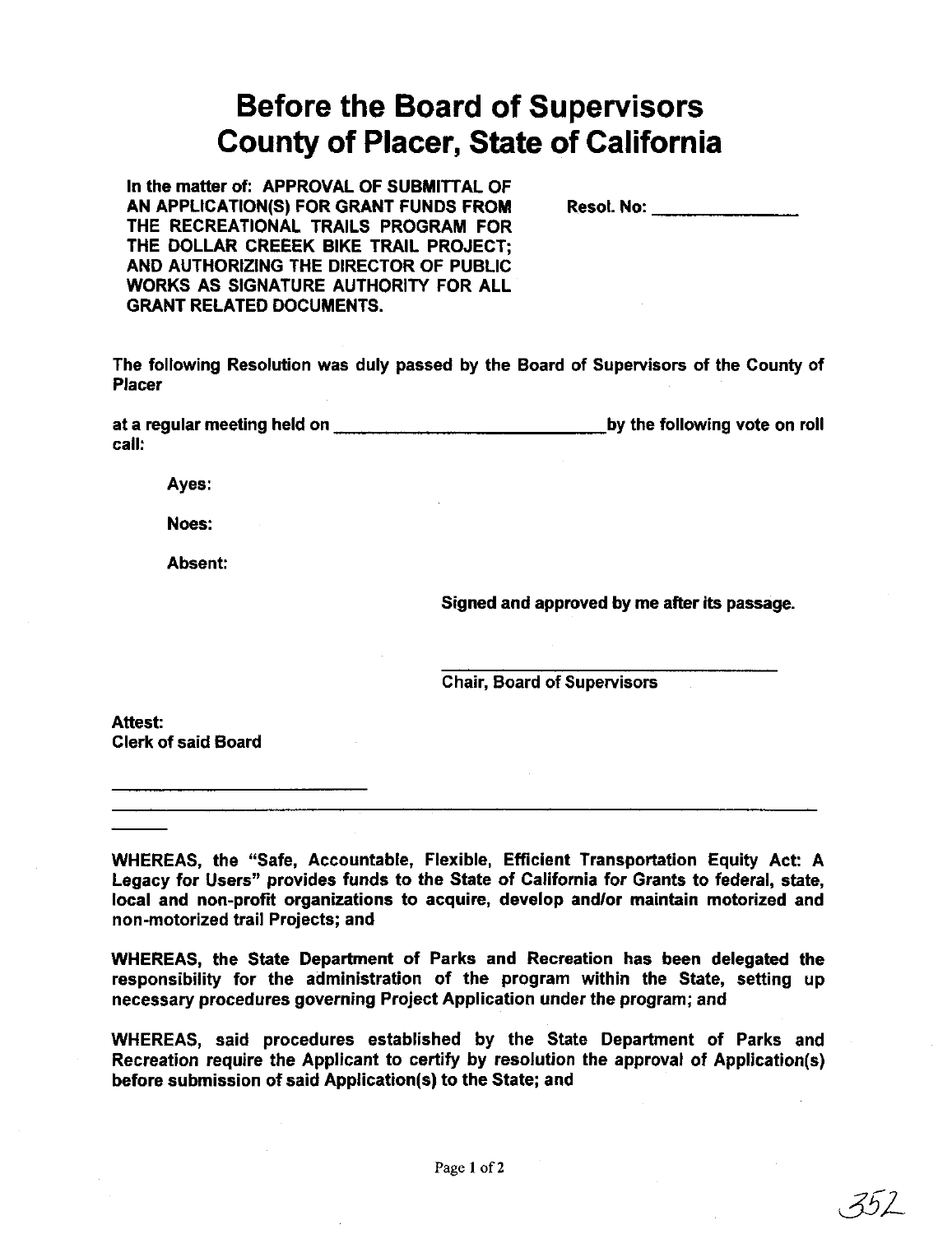# Before the Board of Supervisors
# County of Placer, State of California

**In the matter of: APPROVAL OF SUBMITTAL OF AN APPLICATION(S) FOR GRANT FUNDS FROM THE RECREATIONAL TRAILS PROGRAM FOR THE DOLLAR CREEEK BIKE TRAIL PROJECT; AND AUTHORIZING THE DIRECTOR OF PUBLIC WORKS AS SIGNATURE AUTHORITY FOR ALL GRANT RELATED DOCUMENTS.**

**Resol. No: _______________**

**The following Resolution was duly passed by the Board of Supervisors of the County of Placer**

**at a regular meeting held on ___________________________ by the following vote on roll call:**

**Ayes:**

**Noes:**

**Absent:**

**Signed and approved by me after its passage.**

_________________________________

**Chair, Board of Supervisors**

**Attest:**
**Clerk of said Board**

___________________________

---

**WHEREAS, the "Safe, Accountable, Flexible, Efficient Transportation Equity Act: A Legacy for Users" provides funds to the State of California for Grants to federal, state, local and non-profit organizations to acquire, develop and/or maintain motorized and non-motorized trail Projects; and**

**WHEREAS, the State Department of Parks and Recreation has been delegated the responsibility for the administration of the program within the State, setting up necessary procedures governing Project Application under the program; and**

**WHEREAS, said procedures established by the State Department of Parks and Recreation require the Applicant to certify by resolution the approval of Application(s) before submission of said Application(s) to the State; and**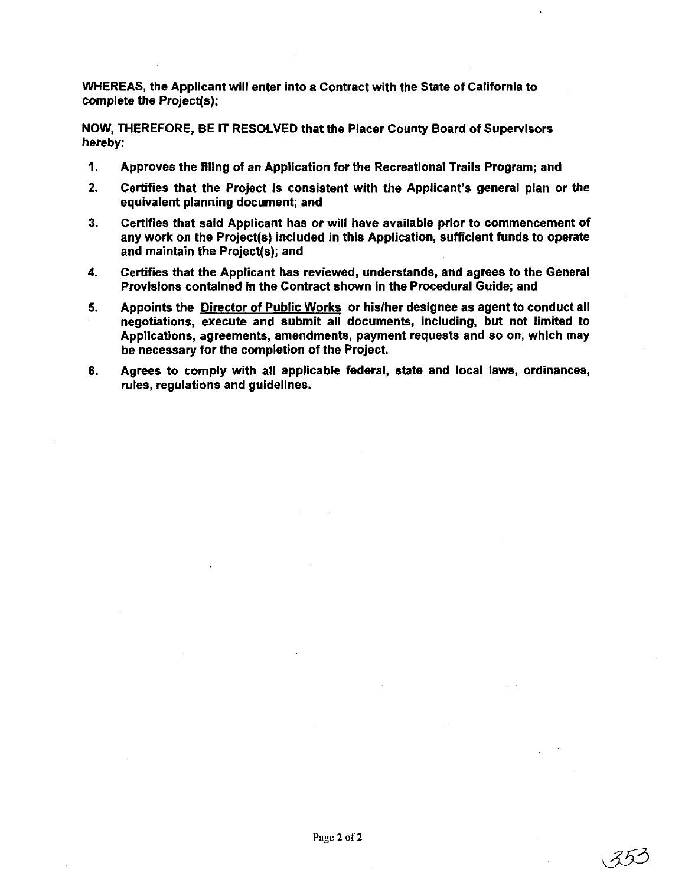**WHEREAS, the Applicant will enter into a Contract with the State of California to complete the Project(s);**

**NOW, THEREFORE, BE IT RESOLVED that the Placer County Board of Supervisors hereby:**

1. **Approves the filing of an Application for the Recreational Trails Program; and**
2. **Certifies that the Project is consistent with the Applicant's general plan or the equivalent planning document; and**
3. **Certifies that said Applicant has or will have available prior to commencement of any work on the Project(s) included in this Application, sufficient funds to operate and maintain the Project(s); and**
4. **Certifies that the Applicant has reviewed, understands, and agrees to the General Provisions contained in the Contract shown in the Procedural Guide; and**
5. **Appoints the Director of Public Works or his/her designee as agent to conduct all negotiations, execute and submit all documents, including, but not limited to Applications, agreements, amendments, payment requests and so on, which may be necessary for the completion of the Project.**
6. **Agrees to comply with all applicable federal, state and local laws, ordinances, rules, regulations and guidelines.**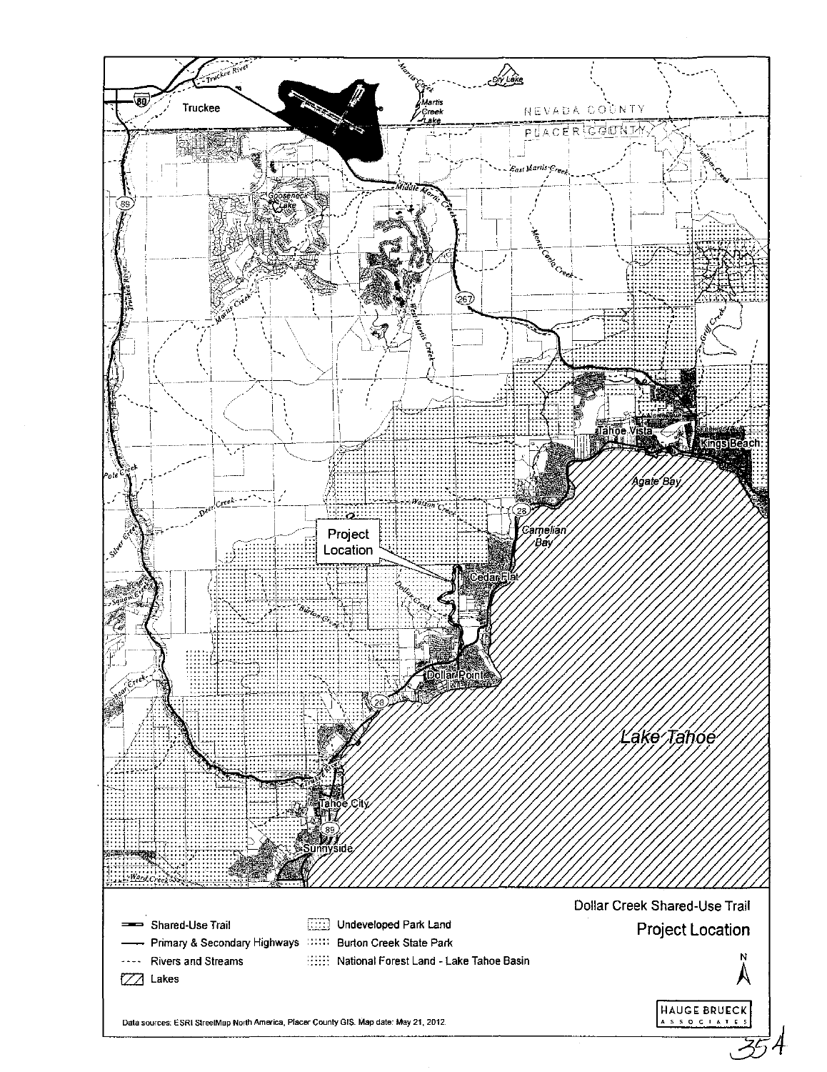Truckee

NEVADA COUNTY

PLACER COUNTY

Truckee River

Martis Creek

Dry Lake

Martis Creek Lake

East Martis Creek

Middle Martis Creek

Gooseneck Lake

Monte Carlo Creek

Martis Creek

West Martis Creek

Griff Creek

Tahoe Vista

Kings Beach

Agate Bay

Pole Creek

Deer Creek

Watson Creek

Camelian Bay

Silver Creek

Project Location

Cedar Flat

Dollar Creek

Squaw Creek

Burton Creek

Dollar Point

Bear Creek

Lake Tahoe

Truckee River

Tahoe City

Sunnyside

Ward Creek

80

89

267

28

Shared-Use Trail

Primary & Secondary Highways

Rivers and Streams

Lakes

Undeveloped Park Land

Burton Creek State Park

National Forest Land - Lake Tahoe Basin

Dollar Creek Shared-Use Trail

Project Location

N

HAUGE BRUECK ASSOCIATES

Data sources: ESRI StreetMap North America, Placer County GIS. Map date: May 21, 2012.

35A